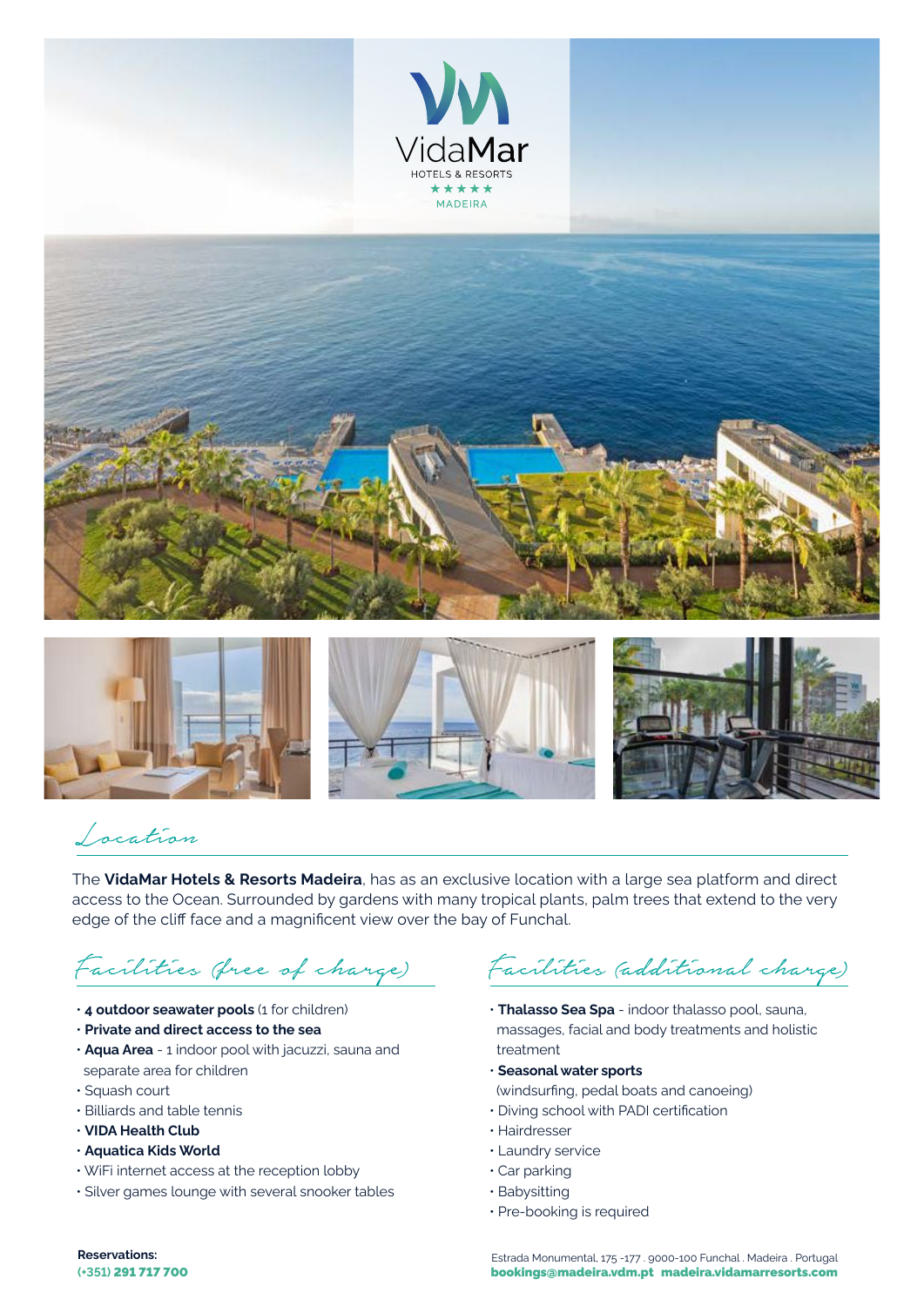VidaMar
HOTELS & RESORTS
★★★★★
MADEIRA

## Location

The **VidaMar Hotels & Resorts Madeira**, has as an exclusive location with a large sea platform and direct access to the Ocean. Surrounded by gardens with many tropical plants, palm trees that extend to the very edge of the cliff face and a magnificent view over the bay of Funchal.

## Facilities (free of charge)

- **4 outdoor seawater pools** (1 for children)
- **Private and direct access to the sea**
- **Aqua Area** - 1 indoor pool with jacuzzi, sauna and separate area for children
- Squash court
- Billiards and table tennis
- **VIDA Health Club**
- **Aquatica Kids World**
- WiFi internet access at the reception lobby
- Silver games lounge with several snooker tables

## Facilities (additional charge)

- **Thalasso Sea Spa** - indoor thalasso pool, sauna, massages, facial and body treatments and holistic treatment
- **Seasonal water sports** (windsurfing, pedal boats and canoeing)
- Diving school with PADI certification
- Hairdresser
- Laundry service
- Car parking
- Babysitting
- Pre-booking is required

**Reservations:**
**(+351) 291 717 700**

Estrada Monumental, 175 -177 . 9000-100 Funchal . Madeira . Portugal
**bookings@madeira.vdm.pt madeira.vidamarresorts.com**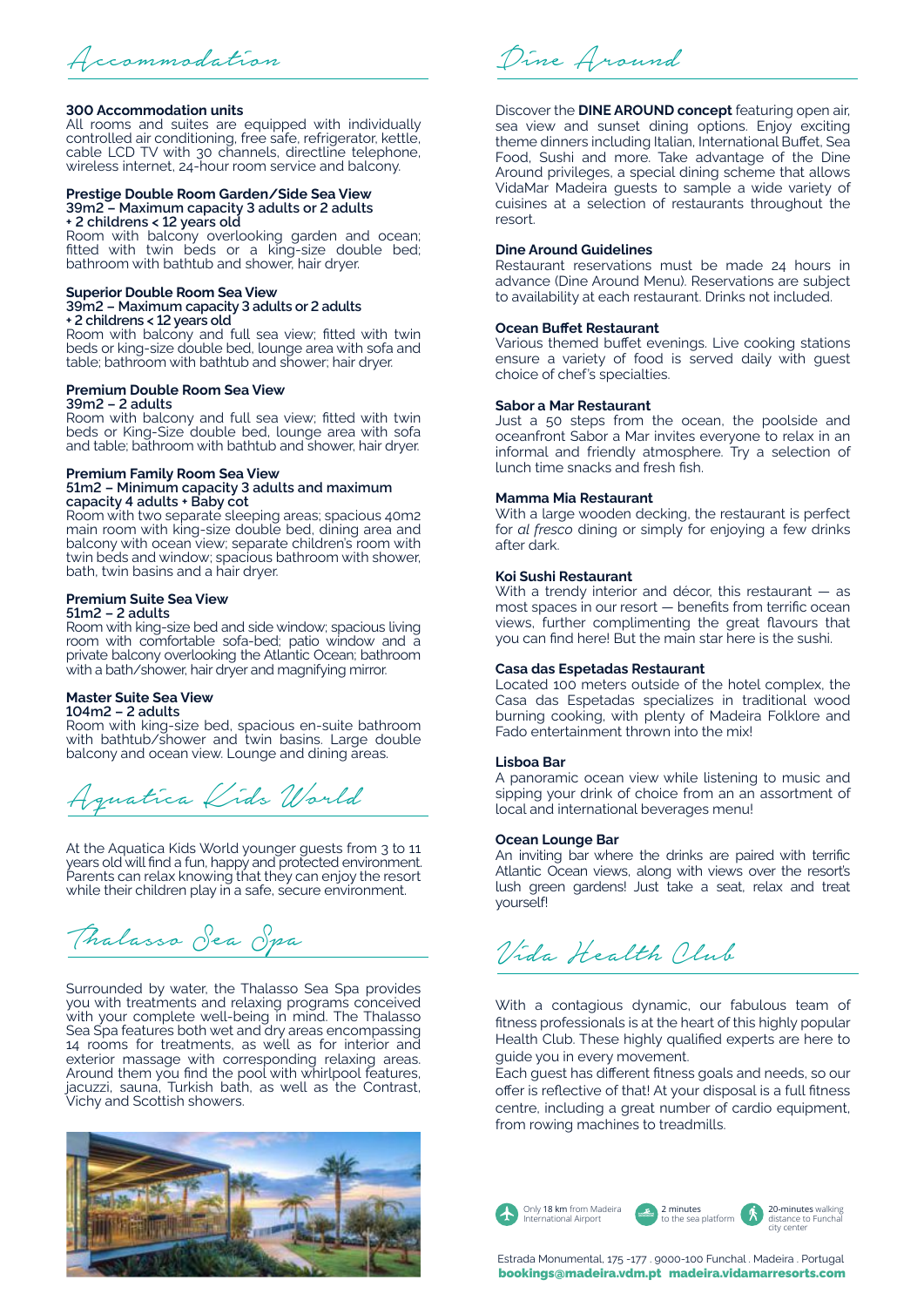## Accommodation

**300 Accommodation units**
All rooms and suites are equipped with individually controlled air conditioning, free safe, refrigerator, kettle, cable LCD TV with 30 channels, directline telephone, wireless internet, 24-hour room service and balcony.

**Prestige Double Room Garden/Side Sea View**
**39m2 – Maximum capacity 3 adults or 2 adults + 2 childrens < 12 years old**
Room with balcony overlooking garden and ocean; fitted with twin beds or a king-size double bed; bathroom with bathtub and shower, hair dryer.

**Superior Double Room Sea View**
**39m2 – Maximum capacity 3 adults or 2 adults + 2 childrens < 12 years old**
Room with balcony and full sea view; fitted with twin beds or king-size double bed, lounge area with sofa and table; bathroom with bathtub and shower; hair dryer.

**Premium Double Room Sea View**
**39m2 – 2 adults**
Room with balcony and full sea view; fitted with twin beds or King-Size double bed, lounge area with sofa and table; bathroom with bathtub and shower, hair dryer.

**Premium Family Room Sea View**
**51m2 – Minimum capacity 3 adults and maximum capacity 4 adults + Baby cot**
Room with two separate sleeping areas; spacious 40m2 main room with king-size double bed, dining area and balcony with ocean view; separate children's room with twin beds and window; spacious bathroom with shower, bath, twin basins and a hair dryer.

**Premium Suite Sea View**
**51m2 – 2 adults**
Room with king-size bed and side window; spacious living room with comfortable sofa-bed; patio window and a private balcony overlooking the Atlantic Ocean; bathroom with a bath/shower, hair dryer and magnifying mirror.

**Master Suite Sea View**
**104m2 – 2 adults**
Room with king-size bed, spacious en-suite bathroom with bathtub/shower and twin basins. Large double balcony and ocean view. Lounge and dining areas.

## Aquatica Kids World

At the Aquatica Kids World younger guests from 3 to 11 years old will find a fun, happy and protected environment. Parents can relax knowing that they can enjoy the resort while their children play in a safe, secure environment.

## Thalasso Sea Spa

Surrounded by water, the Thalasso Sea Spa provides you with treatments and relaxing programs conceived with your complete well-being in mind. The Thalasso Sea Spa features both wet and dry areas encompassing 14 rooms for treatments, as well as for interior and exterior massage with corresponding relaxing areas. Around them you find the pool with whirlpool features, jacuzzi, sauna, Turkish bath, as well as the Contrast, Vichy and Scottish showers.

## Dine Around

Discover the **DINE AROUND concept** featuring open air, sea view and sunset dining options. Enjoy exciting theme dinners including Italian, International Buffet, Sea Food, Sushi and more. Take advantage of the Dine Around privileges, a special dining scheme that allows VidaMar Madeira guests to sample a wide variety of cuisines at a selection of restaurants throughout the resort.

**Dine Around Guidelines**
Restaurant reservations must be made 24 hours in advance (Dine Around Menu). Reservations are subject to availability at each restaurant. Drinks not included.

**Ocean Buffet Restaurant**
Various themed buffet evenings. Live cooking stations ensure a variety of food is served daily with guest choice of chef's specialties.

**Sabor a Mar Restaurant**
Just a 50 steps from the ocean, the poolside and oceanfront Sabor a Mar invites everyone to relax in an informal and friendly atmosphere. Try a selection of lunch time snacks and fresh fish.

**Mamma Mia Restaurant**
With a large wooden decking, the restaurant is perfect for *al fresco* dining or simply for enjoying a few drinks after dark.

**Koi Sushi Restaurant**
With a trendy interior and décor, this restaurant — as most spaces in our resort — benefits from terrific ocean views, further complimenting the great flavours that you can find here! But the main star here is the sushi.

**Casa das Espetadas Restaurant**
Located 100 meters outside of the hotel complex, the Casa das Espetadas specializes in traditional wood burning cooking, with plenty of Madeira Folklore and Fado entertainment thrown into the mix!

**Lisboa Bar**
A panoramic ocean view while listening to music and sipping your drink of choice from an an assortment of local and international beverages menu!

**Ocean Lounge Bar**
An inviting bar where the drinks are paired with terrific Atlantic Ocean views, along with views over the resort's lush green gardens! Just take a seat, relax and treat yourself!

## Vida Health Club

With a contagious dynamic, our fabulous team of fitness professionals is at the heart of this highly popular Health Club. These highly qualified experts are here to guide you in every movement.
Each guest has different fitness goals and needs, so our offer is reflective of that! At your disposal is a full fitness centre, including a great number of cardio equipment, from rowing machines to treadmills.

Only **18 km** from Madeira International Airport

**2 minutes** to the sea platform

**20-minutes** walking distance to Funchal city center

Estrada Monumental, 175 -177 . 9000-100 Funchal . Madeira . Portugal
**bookings@madeira.vdm.pt madeira.vidamarresorts.com**